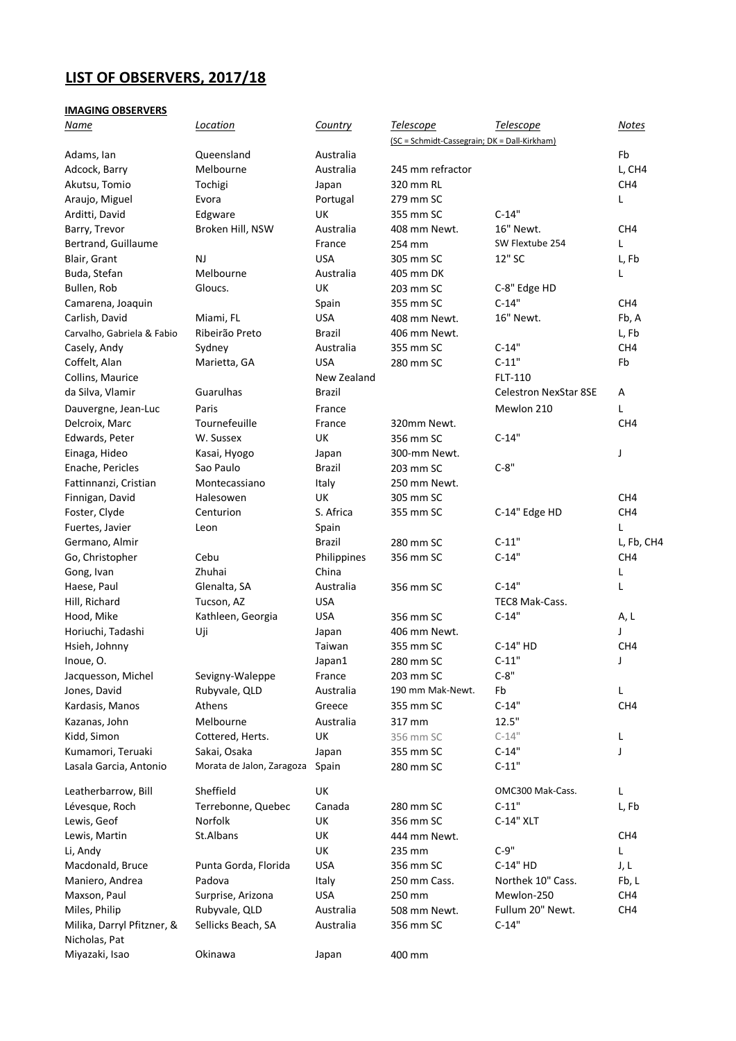# LIST OF OBSERVERS, 2017/18

**IMAGING OBSERVERS**

| *Name* | *Location* | *Country* | *Telescope* (SC = Schmidt-Cassegrain; DK = Dall-Kirkham) | *Telescope* | *Notes* |
|---|---|---|---|---|---|
| Adams, Ian | Queensland | Australia | | | Fb |
| Adcock, Barry | Melbourne | Australia | 245 mm refractor | | L, CH4 |
| Akutsu, Tomio | Tochigi | Japan | 320 mm RL | | CH4 |
| Araujo, Miguel | Evora | Portugal | 279 mm SC | | L |
| Arditti, David | Edgware | UK | 355 mm SC | C-14" | |
| Barry, Trevor | Broken Hill, NSW | Australia | 408 mm Newt. | 16" Newt. | CH4 |
| Bertrand, Guillaume | | France | 254 mm | SW Flextube 254 | L |
| Blair, Grant | NJ | USA | 305 mm SC | 12" SC | L, Fb |
| Buda, Stefan | Melbourne | Australia | 405 mm DK | | L |
| Bullen, Rob | Gloucs. | UK | 203 mm SC | C-8" Edge HD | |
| Camarena, Joaquin | | Spain | 355 mm SC | C-14" | CH4 |
| Carlish, David | Miami, FL | USA | 408 mm Newt. | 16" Newt. | Fb, A |
| Carvalho, Gabriela & Fabio | Ribeirão Preto | Brazil | 406 mm Newt. | | L, Fb |
| Casely, Andy | Sydney | Australia | 355 mm SC | C-14" | CH4 |
| Coffelt, Alan | Marietta, GA | USA | 280 mm SC | C-11" | Fb |
| Collins, Maurice | | New Zealand | | FLT-110 | |
| da Silva, Vlamir | Guarulhas | Brazil | | Celestron NexStar 8SE | A |
| Dauvergne, Jean-Luc | Paris | France | | Mewlon 210 | L |
| Delcroix, Marc | Tournefeuille | France | 320mm Newt. | | CH4 |
| Edwards, Peter | W. Sussex | UK | 356 mm SC | C-14" | |
| Einaga, Hideo | Kasai, Hyogo | Japan | 300-mm Newt. | | J |
| Enache, Pericles | Sao Paulo | Brazil | 203 mm SC | C-8" | |
| Fattinnanzi, Cristian | Montecassiano | Italy | 250 mm Newt. | | |
| Finnigan, David | Halesowen | UK | 305 mm SC | | CH4 |
| Foster, Clyde | Centurion | S. Africa | 355 mm SC | C-14" Edge HD | CH4 |
| Fuertes, Javier | Leon | Spain | | | L |
| Germano, Almir | | Brazil | 280 mm SC | C-11" | L, Fb, CH4 |
| Go, Christopher | Cebu | Philippines | 356 mm SC | C-14" | CH4 |
| Gong, Ivan | Zhuhai | China | | | L |
| Haese, Paul | Glenalta, SA | Australia | 356 mm SC | C-14" | L |
| Hill, Richard | Tucson, AZ | USA | | TEC8 Mak-Cass. | |
| Hood, Mike | Kathleen, Georgia | USA | 356 mm SC | C-14" | A, L |
| Horiuchi, Tadashi | Uji | Japan | 406 mm Newt. | | J |
| Hsieh, Johnny | | Taiwan | 355 mm SC | C-14" HD | CH4 |
| Inoue, O. | | Japan1 | 280 mm SC | C-11" | J |
| Jacquesson, Michel | Sevigny-Waleppe | France | 203 mm SC | C-8" | |
| Jones, David | Rubyvale, QLD | Australia | 190 mm Mak-Newt. | Fb | L |
| Kardasis, Manos | Athens | Greece | 355 mm SC | C-14" | CH4 |
| Kazanas, John | Melbourne | Australia | 317 mm | 12.5" | |
| Kidd, Simon | Cottered, Herts. | UK | 356 mm SC | C-14" | L |
| Kumamori, Teruaki | Sakai, Osaka | Japan | 355 mm SC | C-14" | J |
| Lasala Garcia, Antonio | Morata de Jalon, Zaragoza | Spain | 280 mm SC | C-11" | |
| Leatherbarrow, Bill | Sheffield | UK | | OMC300 Mak-Cass. | L |
| Lévesque, Roch | Terrebonne, Quebec | Canada | 280 mm SC | C-11" | L, Fb |
| Lewis, Geof | Norfolk | UK | 356 mm SC | C-14" XLT | |
| Lewis, Martin | St.Albans | UK | 444 mm Newt. | | CH4 |
| Li, Andy | | UK | 235 mm | C-9" | L |
| Macdonald, Bruce | Punta Gorda, Florida | USA | 356 mm SC | C-14" HD | J, L |
| Maniero, Andrea | Padova | Italy | 250 mm Cass. | Northek 10" Cass. | Fb, L |
| Maxson, Paul | Surprise, Arizona | USA | 250 mm | Mewlon-250 | CH4 |
| Miles, Philip | Rubyvale, QLD | Australia | 508 mm Newt. | Fullum 20" Newt. | CH4 |
| Milika, Darryl Pfitzner, & Nicholas, Pat | Sellicks Beach, SA | Australia | 356 mm SC | C-14" | |
| Miyazaki, Isao | Okinawa | Japan | 400 mm | | |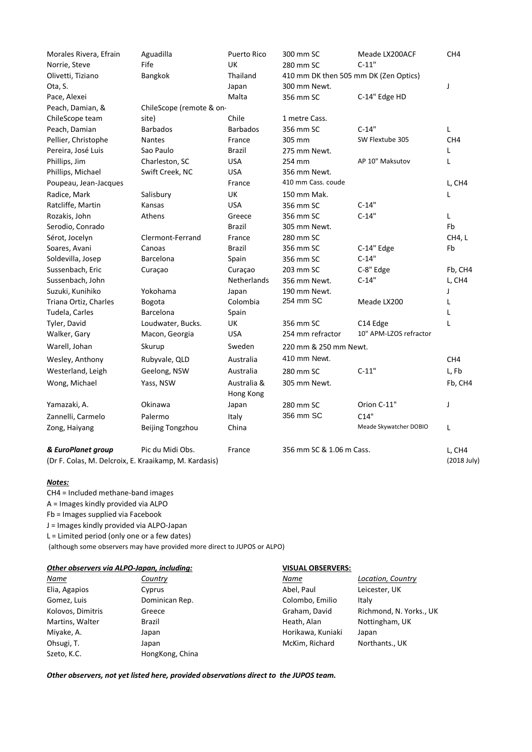| | | | | | |
|---|---|---|---|---|---|
| Morales Rivera, Efrain | Aguadilla | Puerto Rico | 300 mm SC | Meade LX200ACF | CH4 |
| Norrie, Steve | Fife | UK | 280 mm SC | C-11" | |
| Olivetti, Tiziano | Bangkok | Thailand | 410 mm DK then 505 mm DK (Zen Optics) | | |
| Ota, S. | | Japan | 300 mm Newt. | | J |
| Pace, Alexei | | Malta | 356 mm SC | C-14" Edge HD | |
| Peach, Damian, & ChileScope team | ChileScope (remote & on-site) | Chile | 1 metre Cass. | | |
| Peach, Damian | Barbados | Barbados | 356 mm SC | C-14" | L |
| Pellier, Christophe | Nantes | France | 305 mm | SW Flextube 305 | CH4 |
| Pereira, José Luis | Sao Paulo | Brazil | 275 mm Newt. | | L |
| Phillips, Jim | Charleston, SC | USA | 254 mm | AP 10" Maksutov | L |
| Phillips, Michael | Swift Creek, NC | USA | 356 mm Newt. | | |
| Poupeau, Jean-Jacques | | France | 410 mm Cass. coude | | L, CH4 |
| Radice, Mark | Salisbury | UK | 150 mm Mak. | | L |
| Ratcliffe, Martin | Kansas | USA | 356 mm SC | C-14" | |
| Rozakis, John | Athens | Greece | 356 mm SC | C-14" | L |
| Serodio, Conrado | | Brazil | 305 mm Newt. | | Fb |
| Sérot, Jocelyn | Clermont-Ferrand | France | 280 mm SC | | CH4, L |
| Soares, Avani | Canoas | Brazil | 356 mm SC | C-14" Edge | Fb |
| Soldevilla, Josep | Barcelona | Spain | 356 mm SC | C-14" | |
| Sussenbach, Eric | Curaçao | Curaçao | 203 mm SC | C-8" Edge | Fb, CH4 |
| Sussenbach, John | | Netherlands | 356 mm Newt. | C-14" | L, CH4 |
| Suzuki, Kunihiko | Yokohama | Japan | 190 mm Newt. | | J |
| Triana Ortiz, Charles | Bogota | Colombia | 254 mm SC | Meade LX200 | L |
| Tudela, Carles | Barcelona | Spain | | | L |
| Tyler, David | Loudwater, Bucks. | UK | 356 mm SC | C14 Edge | L |
| Walker, Gary | Macon, Georgia | USA | 254 mm refractor | 10" APM-LZOS refractor | |
| Warell, Johan | Skurup | Sweden | 220 mm & 250 mm Newt. | | |
| Wesley, Anthony | Rubyvale, QLD | Australia | 410 mm Newt. | | CH4 |
| Westerland, Leigh | Geelong, NSW | Australia | 280 mm SC | C-11" | L, Fb |
| Wong, Michael | Yass, NSW | Australia & Hong Kong | 305 mm Newt. | | Fb, CH4 |
| Yamazaki, A. | Okinawa | Japan | 280 mm SC | Orion C-11" | J |
| Zannelli, Carmelo | Palermo | Italy | 356 mm SC | C14" | |
| Zong, Haiyang | Beijing Tongzhou | China | | Meade Skywatcher DOBIO | L |
| ***& EuroPlanet group*** (Dr F. Colas, M. Delcroix, E. Kraaikamp, M. Kardasis) | Pic du Midi Obs. | France | 356 mm SC & 1.06 m Cass. | | L, CH4 (2018 July) |

***Notes:***

CH4 = Included methane-band images
A = Images kindly provided via ALPO
Fb = Images supplied via Facebook
J = Images kindly provided via ALPO-Japan
L = Limited period (only one or a few dates)
(although some observers may have provided more direct to JUPOS or ALPO)

***Other observers via ALPO-Japan, including:***

| *Name* | *Country* |
|---|---|
| Elia, Agapios | Cyprus |
| Gomez, Luis | Dominican Rep. |
| Kolovos, Dimitris | Greece |
| Martins, Walter | Brazil |
| Miyake, A. | Japan |
| Ohsugi, T. | Japan |
| Szeto, K.C. | HongKong, China |

**VISUAL OBSERVERS:**

| *Name* | *Location, Country* |
|---|---|
| Abel, Paul | Leicester, UK |
| Colombo, Emilio | Italy |
| Graham, David | Richmond, N. Yorks., UK |
| Heath, Alan | Nottingham, UK |
| Horikawa, Kuniaki | Japan |
| McKim, Richard | Northants., UK |

***Other observers, not yet listed here, provided observations direct to the JUPOS team.***